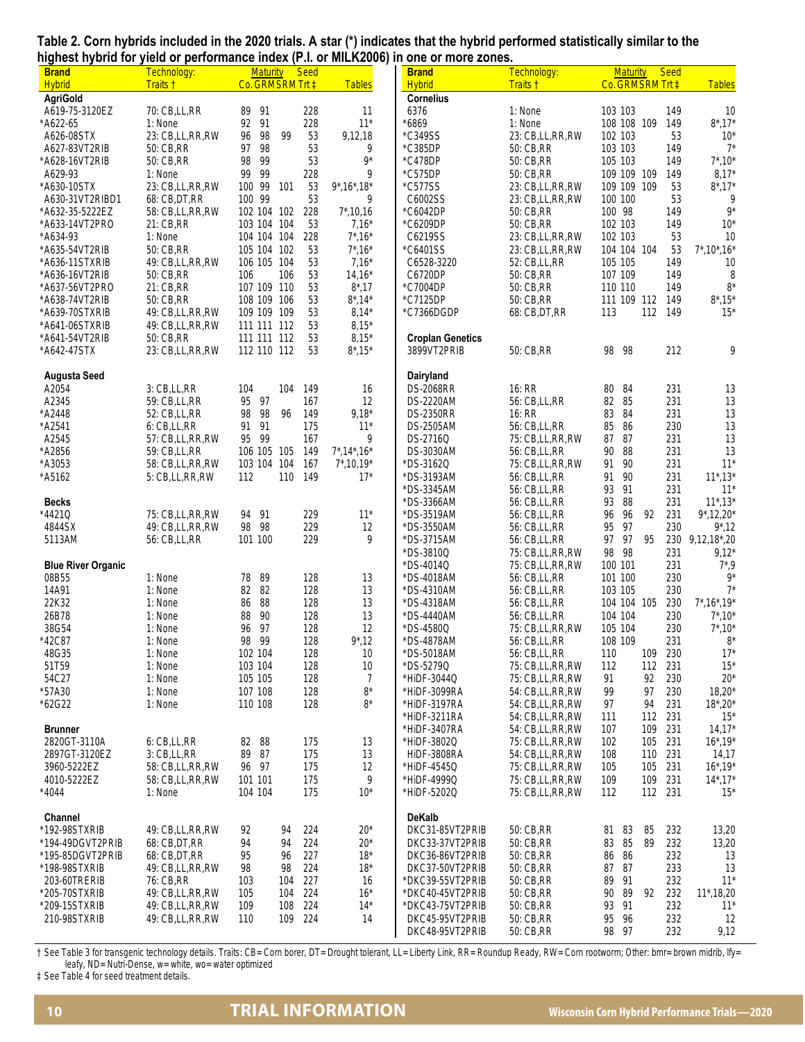**Table 2. Corn hybrids included in the 2020 trials. A star (*) indicates that the hybrid performed statistically similar to the highest hybrid for yield or performance index (P.I. or MILK2006) in one or more zones.**

| Brand Hybrid | Technology: Traits † | Maturity Co. | Maturity GRM | Maturity SRM | Seed Trt ‡ | Tables |
|---|---|---|---|---|---|---|
| **AgriGold** | | | | | | |
| A619-75-3120EZ | 70: CB,LL,RR | 89 | 91 | | 228 | 11 |
| *A622-65 | 1: None | 92 | 91 | | 228 | 11* |
| A626-08STX | 23: CB,LL,RR,RW | 96 | 98 | 99 | 53 | 9,12,18 |
| A627-83VT2RIB | 50: CB,RR | 97 | 98 | | 53 | 9 |
| *A628-16VT2RIB | 50: CB,RR | 98 | 99 | | 53 | 9* |
| A629-93 | 1: None | 99 | 99 | | 228 | 9 |
| *A630-10STX | 23: CB,LL,RR,RW | 100 | 99 | 101 | 53 | 9*,16*,18* |
| A630-31VT2RIBD1 | 68: CB,DT,RR | 100 | 99 | | 53 | 9 |
| *A632-35-5222EZ | 58: CB,LL,RR,RW | 102 | 104 | 102 | 228 | 7*,10,16 |
| *A633-14VT2PRO | 21: CB,RR | 103 | 104 | 104 | 53 | 7,16* |
| *A634-93 | 1: None | 104 | 104 | 104 | 228 | 7*,16* |
| *A635-54VT2RIB | 50: CB,RR | 105 | 104 | 102 | 53 | 7*,16* |
| *A636-11STXRIB | 49: CB,LL,RR,RW | 106 | 105 | 104 | 53 | 7,16* |
| *A636-16VT2RIB | 50: CB,RR | 106 | | 106 | 53 | 14,16* |
| *A637-56VT2PRO | 21: CB,RR | 107 | 109 | 110 | 53 | 8*,17 |
| *A638-74VT2RIB | 50: CB,RR | 108 | 109 | 106 | 53 | 8*,14* |
| *A639-70STXRIB | 49: CB,LL,RR,RW | 109 | 109 | 109 | 53 | 8,14* |
| *A641-06STXRIB | 49: CB,LL,RR,RW | 111 | 111 | 112 | 53 | 8,15* |
| *A641-54VT2RIB | 50: CB,RR | 111 | 111 | 112 | 53 | 8,15* |
| *A642-47STX | 23: CB,LL,RR,RW | 112 | 110 | 112 | 53 | 8*,15* |
| **Augusta Seed** | | | | | | |
| A2054 | 3: CB,LL,RR | 104 | | 104 | 149 | 16 |
| A2345 | 59: CB,LL,RR | 95 | 97 | | 167 | 12 |
| *A2448 | 52: CB,LL,RR | 98 | 98 | 96 | 149 | 9,18* |
| *A2541 | 6: CB,LL,RR | 91 | 91 | | 175 | 11* |
| A2545 | 57: CB,LL,RR,RW | 95 | 99 | | 167 | 9 |
| *A2856 | 59: CB,LL,RR | 106 | 105 | 105 | 149 | 7*,14*,16* |
| *A3053 | 58: CB,LL,RR,RW | 103 | 104 | 104 | 167 | 7*,10,19* |
| *A5162 | 5: CB,LL,RR,RW | 112 | | 110 | 149 | 17* |
| **Becks** | | | | | | |
| *4421Q | 75: CB,LL,RR,RW | 94 | 91 | | 229 | 11* |
| 4844SX | 49: CB,LL,RR,RW | 98 | 98 | | 229 | 12 |
| 5113AM | 56: CB,LL,RR | 101 | 100 | | 229 | 9 |
| **Blue River Organic** | | | | | | |
| 08B55 | 1: None | 78 | 89 | | 128 | 13 |
| 14A91 | 1: None | 82 | 82 | | 128 | 13 |
| 22K32 | 1: None | 86 | 88 | | 128 | 13 |
| 26B78 | 1: None | 88 | 90 | | 128 | 13 |
| 38G54 | 1: None | 96 | 97 | | 128 | 12 |
| *42C87 | 1: None | 98 | 99 | | 128 | 9*,12 |
| 48G35 | 1: None | 102 | 104 | | 128 | 10 |
| 51T59 | 1: None | 103 | 104 | | 128 | 10 |
| 54C27 | 1: None | 105 | 105 | | 128 | 7 |
| *57A30 | 1: None | 107 | 108 | | 128 | 8* |
| *62G22 | 1: None | 110 | 108 | | 128 | 8* |
| **Brunner** | | | | | | |
| 2820GT-3110A | 6: CB,LL,RR | 82 | 88 | | 175 | 13 |
| 2897GT-3120EZ | 3: CB,LL,RR | 89 | 87 | | 175 | 13 |
| 3960-5222EZ | 58: CB,LL,RR,RW | 96 | 97 | | 175 | 12 |
| 4010-5222EZ | 58: CB,LL,RR,RW | 101 | 101 | | 175 | 9 |
| *4044 | 1: None | 104 | 104 | | 175 | 10* |
| **Channel** | | | | | | |
| *192-98STXRIB | 49: CB,LL,RR,RW | 92 | | 94 | 224 | 20* |
| *194-49DGVT2PRIB | 68: CB,DT,RR | 94 | | 94 | 224 | 20* |
| *195-85DGVT2PRIB | 68: CB,DT,RR | 95 | | 96 | 227 | 18* |
| *198-98STXRIB | 49: CB,LL,RR,RW | 98 | | 98 | 224 | 18* |
| 203-60TRERIB | 76: CB,RR | 103 | | 104 | 227 | 16 |
| *205-70STXRIB | 49: CB,LL,RR,RW | 105 | | 104 | 224 | 16* |
| *209-15STXRIB | 49: CB,LL,RR,RW | 109 | | 108 | 224 | 14* |
| 210-98STXRIB | 49: CB,LL,RR,RW | 110 | | 109 | 224 | 14 |
| **Cornelius** | | | | | | |
| 6376 | 1: None | 103 | 103 | | 149 | 10 |
| *6869 | 1: None | 108 | 108 | 109 | 149 | 8*,17* |
| *C349SS | 23: CB,LL,RR,RW | 102 | 103 | | 53 | 10* |
| *C385DP | 50: CB,RR | 103 | 103 | | 149 | 7* |
| *C478DP | 50: CB,RR | 105 | 103 | | 149 | 7*,10* |
| *C575DP | 50: CB,RR | 109 | 109 | 109 | 149 | 8,17* |
| *C577SS | 23: CB,LL,RR,RW | 109 | 109 | 109 | 53 | 8*,17* |
| C6002SS | 23: CB,LL,RR,RW | 100 | 100 | | 53 | 9 |
| *C6042DP | 50: CB,RR | 100 | 98 | | 149 | 9* |
| *C6209DP | 50: CB,RR | 102 | 103 | | 149 | 10* |
| C6219SS | 23: CB,LL,RR,RW | 102 | 103 | | 53 | 10 |
| *C6401SS | 23: CB,LL,RR,RW | 104 | 104 | 104 | 53 | 7*,10*,16* |
| C6528-3220 | 52: CB,LL,RR | 105 | 105 | | 149 | 10 |
| C6720DP | 50: CB,RR | 107 | 109 | | 149 | 8 |
| *C7004DP | 50: CB,RR | 110 | 110 | | 149 | 8* |
| *C7125DP | 50: CB,RR | 111 | 109 | 112 | 149 | 8*,15* |
| *C7366DGDP | 68: CB,DT,RR | 113 | | 112 | 149 | 15* |
| **Croplan Genetics** | | | | | | |
| 3899VT2PRIB | 50: CB,RR | 98 | 98 | | 212 | 9 |
| **Dairyland** | | | | | | |
| DS-2068RR | 16: RR | 80 | 84 | | 231 | 13 |
| DS-2220AM | 56: CB,LL,RR | 82 | 85 | | 231 | 13 |
| DS-2350RR | 16: RR | 83 | 84 | | 231 | 13 |
| DS-2505AM | 56: CB,LL,RR | 85 | 86 | | 230 | 13 |
| DS-2716Q | 75: CB,LL,RR,RW | 87 | 87 | | 231 | 13 |
| DS-3030AM | 56: CB,LL,RR | 90 | 88 | | 231 | 13 |
| *DS-3162Q | 75: CB,LL,RR,RW | 91 | 90 | | 231 | 11* |
| *DS-3193AM | 56: CB,LL,RR | 91 | 90 | | 231 | 11*,13* |
| *DS-3345AM | 56: CB,LL,RR | 93 | 91 | | 231 | 11* |
| *DS-3366AM | 56: CB,LL,RR | 93 | 88 | | 231 | 11*,13* |
| *DS-3519AM | 56: CB,LL,RR | 96 | 96 | 92 | 231 | 9*,12,20* |
| *DS-3550AM | 56: CB,LL,RR | 95 | 97 | | 230 | 9*,12 |
| *DS-3715AM | 56: CB,LL,RR | 97 | 97 | 95 | 230 | 9,12,18*,20 |
| *DS-3810Q | 75: CB,LL,RR,RW | 98 | 98 | | 231 | 9,12* |
| *DS-4014Q | 75: CB,LL,RR,RW | 100 | 101 | | 231 | 7*,9 |
| *DS-4018AM | 56: CB,LL,RR | 101 | 100 | | 230 | 9* |
| *DS-4310AM | 56: CB,LL,RR | 103 | 105 | | 230 | 7* |
| *DS-4318AM | 56: CB,LL,RR | 104 | 104 | 105 | 230 | 7*,16*,19* |
| *DS-4440AM | 56: CB,LL,RR | 104 | 104 | | 230 | 7*,10* |
| *DS-4580Q | 75: CB,LL,RR,RW | 105 | 104 | | 230 | 7*,10* |
| *DS-4878AM | 56: CB,LL,RR | 108 | 109 | | 231 | 8* |
| *DS-5018AM | 56: CB,LL,RR | 110 | | 109 | 230 | 17* |
| *DS-5279Q | 75: CB,LL,RR,RW | 112 | | 112 | 231 | 15* |
| *HiDF-3044Q | 75: CB,LL,RR,RW | 91 | | 92 | 230 | 20* |
| *HiDF-3099RA | 54: CB,LL,RR,RW | 99 | | 97 | 230 | 18,20* |
| *HiDF-3197RA | 54: CB,LL,RR,RW | 97 | | 94 | 231 | 18*,20* |
| *HiDF-3211RA | 54: CB,LL,RR,RW | 111 | | 112 | 231 | 15* |
| *HiDF-3407RA | 54: CB,LL,RR,RW | 107 | | 109 | 231 | 14,17* |
| *HiDF-3802Q | 75: CB,LL,RR,RW | 102 | | 105 | 231 | 16*,19* |
| HiDF-3808RA | 54: CB,LL,RR,RW | 108 | | 110 | 231 | 14,17 |
| *HiDF-4545Q | 75: CB,LL,RR,RW | 105 | | 105 | 231 | 16*,19* |
| *HiDF-4999Q | 75: CB,LL,RR,RW | 109 | | 109 | 231 | 14*,17* |
| *HiDF-5202Q | 75: CB,LL,RR,RW | 112 | | 112 | 231 | 15* |
| **DeKalb** | | | | | | |
| DKC31-85VT2PRIB | 50: CB,RR | 81 | 83 | 85 | 232 | 13,20 |
| DKC33-37VT2PRIB | 50: CB,RR | 83 | 85 | 89 | 232 | 13,20 |
| DKC36-86VT2PRIB | 50: CB,RR | 86 | 86 | | 232 | 13 |
| DKC37-50VT2PRIB | 50: CB,RR | 87 | 87 | | 233 | 13 |
| *DKC39-55VT2PRIB | 50: CB,RR | 89 | 91 | | 232 | 11* |
| *DKC40-45VT2PRIB | 50: CB,RR | 90 | 89 | 92 | 232 | 11*,18,20 |
| *DKC43-75VT2PRIB | 50: CB,RR | 93 | 91 | | 232 | 11* |
| DKC45-95VT2PRIB | 50: CB,RR | 95 | 96 | | 232 | 12 |
| DKC48-95VT2PRIB | 50: CB,RR | 98 | 97 | | 232 | 9,12 |

† See Table 3 for transgenic technology details. Traits: CB=Corn borer, DT=Drought tolerant, LL=Liberty Link, RR=Roundup Ready, RW=Corn rootworm; Other: bmr=brown midrib, lfy=leafy, ND=Nutri-Dense, w=white, wo=water optimized

‡ See Table 4 for seed treatment details.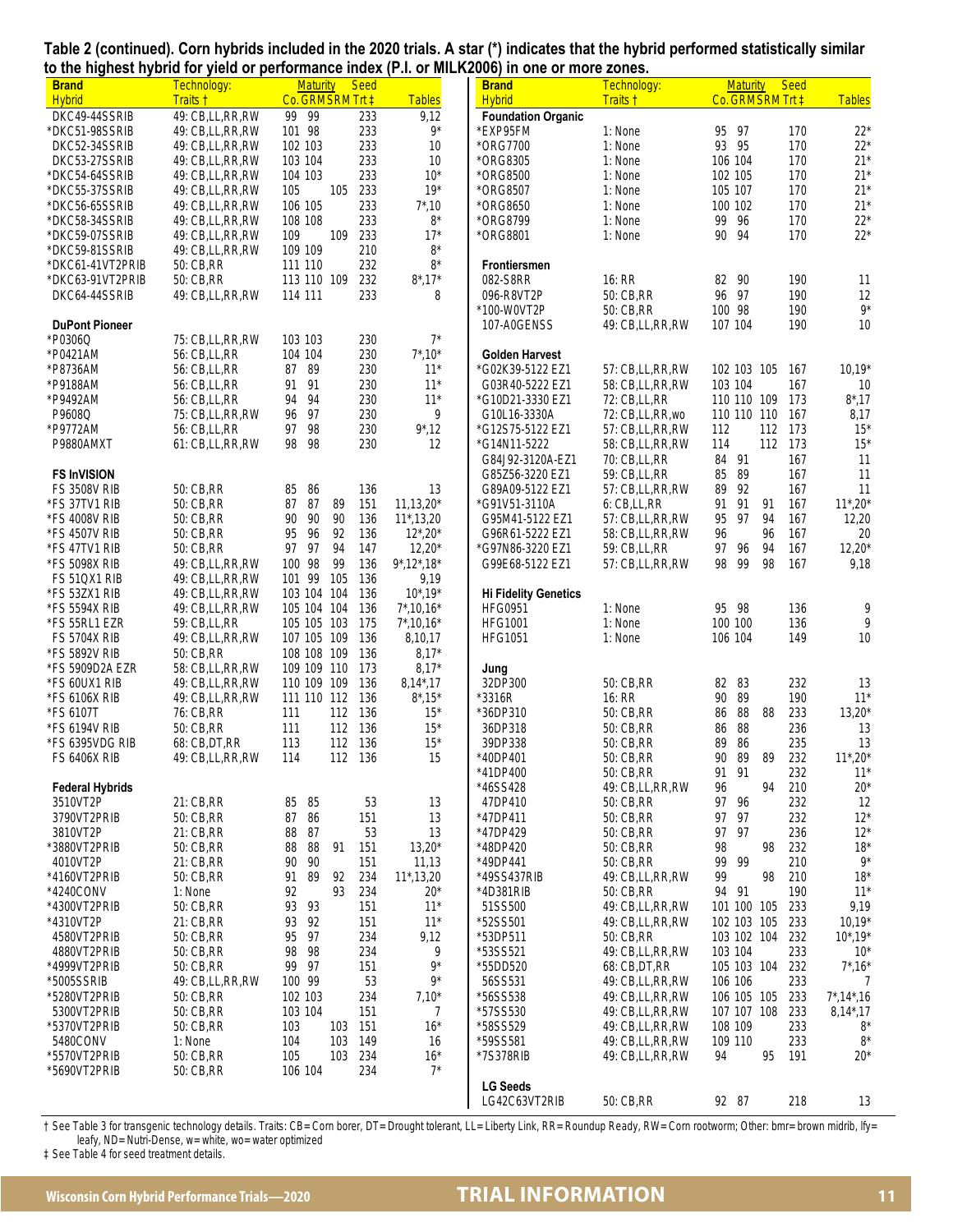**Table 2 (continued). Corn hybrids included in the 2020 trials. A star (*) indicates that the hybrid performed statistically similar to the highest hybrid for yield or performance index (P.I. or MILK2006) in one or more zones.**

| Brand Hybrid | Technology: Traits † | Maturity Co. | Maturity GRM | Maturity SRM | Seed Trt ‡ | Tables |
|---|---|---|---|---|---|---|
| DKC49-44SSRIB | 49: CB,LL,RR,RW | 99 | 99 | | 233 | 9,12 |
| *DKC51-98SSRIB | 49: CB,LL,RR,RW | 101 | 98 | | 233 | 9* |
| DKC52-34SSRIB | 49: CB,LL,RR,RW | 102 | 103 | | 233 | 10 |
| DKC53-27SSRIB | 49: CB,LL,RR,RW | 103 | 104 | | 233 | 10 |
| *DKC54-64SSRIB | 49: CB,LL,RR,RW | 104 | 103 | | 233 | 10* |
| *DKC55-37SSRIB | 49: CB,LL,RR,RW | 105 | | 105 | 233 | 19* |
| *DKC56-65SSRIB | 49: CB,LL,RR,RW | 106 | 105 | | 233 | 7*,10 |
| *DKC58-34SSRIB | 49: CB,LL,RR,RW | 108 | 108 | | 233 | 8* |
| *DKC59-07SSRIB | 49: CB,LL,RR,RW | 109 | | 109 | 233 | 17* |
| *DKC59-81SSRIB | 49: CB,LL,RR,RW | 109 | 109 | | 210 | 8* |
| *DKC61-41VT2PRIB | 50: CB,RR | 111 | 110 | | 232 | 8* |
| *DKC63-91VT2PRIB | 50: CB,RR | 113 | 110 | 109 | 232 | 8*,17* |
| DKC64-44SSRIB | 49: CB,LL,RR,RW | 114 | 111 | | 233 | 8 |
| **DuPont Pioneer** | | | | | | |
| *P0306Q | 75: CB,LL,RR,RW | 103 | 103 | | 230 | 7* |
| *P0421AM | 56: CB,LL,RR | 104 | 104 | | 230 | 7*,10* |
| *P8736AM | 56: CB,LL,RR | 87 | 89 | | 230 | 11* |
| *P9188AM | 56: CB,LL,RR | 91 | 91 | | 230 | 11* |
| *P9492AM | 56: CB,LL,RR | 94 | 94 | | 230 | 11* |
| P9608Q | 75: CB,LL,RR,RW | 96 | 97 | | 230 | 9 |
| *P9772AM | 56: CB,LL,RR | 97 | 98 | | 230 | 9*,12 |
| P9880AMXT | 61: CB,LL,RR,RW | 98 | 98 | | 230 | 12 |
| **FS InVISION** | | | | | | |
| FS 3508V RIB | 50: CB,RR | 85 | 86 | | 136 | 13 |
| *FS 37TV1 RIB | 50: CB,RR | 87 | 87 | 89 | 151 | 11,13,20* |
| *FS 4008V RIB | 50: CB,RR | 90 | 90 | 90 | 136 | 11*,13,20 |
| *FS 4507V RIB | 50: CB,RR | 95 | 96 | 92 | 136 | 12*,20* |
| *FS 47TV1 RIB | 50: CB,RR | 97 | 97 | 94 | 147 | 12,20* |
| *FS 5098X RIB | 49: CB,LL,RR,RW | 100 | 98 | 99 | 136 | 9*,12*,18* |
| FS 51QX1 RIB | 49: CB,LL,RR,RW | 101 | 99 | 105 | 136 | 9,19 |
| *FS 53ZX1 RIB | 49: CB,LL,RR,RW | 103 | 104 | 104 | 136 | 10*,19* |
| *FS 5594X RIB | 49: CB,LL,RR,RW | 105 | 104 | 104 | 136 | 7*,10,16* |
| *FS 55RL1 EZR | 59: CB,LL,RR | 105 | 105 | 103 | 175 | 7*,10,16* |
| FS 5704X RIB | 49: CB,LL,RR,RW | 107 | 105 | 109 | 136 | 8,10,17 |
| *FS 5892V RIB | 50: CB,RR | 108 | 108 | 109 | 136 | 8,17* |
| *FS 5909D2A EZR | 58: CB,LL,RR,RW | 109 | 109 | 110 | 173 | 8,17* |
| *FS 60UX1 RIB | 49: CB,LL,RR,RW | 110 | 109 | 109 | 136 | 8,14*,17 |
| *FS 6106X RIB | 49: CB,LL,RR,RW | 111 | 110 | 112 | 136 | 8*,15* |
| *FS 6107T | 76: CB,RR | 111 | | 112 | 136 | 15* |
| *FS 6194V RIB | 50: CB,RR | 111 | | 112 | 136 | 15* |
| *FS 6395VDG RIB | 68: CB,DT,RR | 113 | | 112 | 136 | 15* |
| FS 6406X RIB | 49: CB,LL,RR,RW | 114 | | 112 | 136 | 15 |
| **Federal Hybrids** | | | | | | |
| 3510VT2P | 21: CB,RR | 85 | 85 | | 53 | 13 |
| 3790VT2PRIB | 50: CB,RR | 87 | 86 | | 151 | 13 |
| 3810VT2P | 21: CB,RR | 88 | 87 | | 53 | 13 |
| *3880VT2PRIB | 50: CB,RR | 88 | 88 | 91 | 151 | 13,20* |
| 4010VT2P | 21: CB,RR | 90 | 90 | | 151 | 11,13 |
| *4160VT2PRIB | 50: CB,RR | 91 | 89 | 92 | 234 | 11*,13,20 |
| *4240CONV | 1: None | 92 | | 93 | 234 | 20* |
| *4300VT2PRIB | 50: CB,RR | 93 | 93 | | 151 | 11* |
| *4310VT2P | 21: CB,RR | 93 | 92 | | 151 | 11* |
| 4580VT2PRIB | 50: CB,RR | 95 | 97 | | 234 | 9,12 |
| 4880VT2PRIB | 50: CB,RR | 98 | 98 | | 234 | 9 |
| *4999VT2PRIB | 50: CB,RR | 99 | 97 | | 151 | 9* |
| *5005SSRIB | 49: CB,LL,RR,RW | 100 | 99 | | 53 | 9* |
| *5280VT2PRIB | 50: CB,RR | 102 | 103 | | 234 | 7,10* |
| 5300VT2PRIB | 50: CB,RR | 103 | 104 | | 151 | 7 |
| *5370VT2PRIB | 50: CB,RR | 103 | | 103 | 151 | 16* |
| 5480CONV | 1: None | 104 | | 103 | 149 | 16 |
| *5570VT2PRIB | 50: CB,RR | 105 | | 103 | 234 | 16* |
| *5690VT2PRIB | 50: CB,RR | 106 | 104 | | 234 | 7* |
| **Foundation Organic** | | | | | | |
| *EXP95FM | 1: None | 95 | 97 | | 170 | 22* |
| *ORG7700 | 1: None | 93 | 95 | | 170 | 22* |
| *ORG8305 | 1: None | 106 | 104 | | 170 | 21* |
| *ORG8500 | 1: None | 102 | 105 | | 170 | 21* |
| *ORG8507 | 1: None | 105 | 107 | | 170 | 21* |
| *ORG8650 | 1: None | 100 | 102 | | 170 | 21* |
| *ORG8799 | 1: None | 99 | 96 | | 170 | 22* |
| *ORG8801 | 1: None | 90 | 94 | | 170 | 22* |
| **Frontiersmen** | | | | | | |
| 082-S8RR | 16: RR | 82 | 90 | | 190 | 11 |
| 096-R8VT2P | 50: CB,RR | 96 | 97 | | 190 | 12 |
| *100-W0VT2P | 50: CB,RR | 100 | 98 | | 190 | 9* |
| 107-A0GENSS | 49: CB,LL,RR,RW | 107 | 104 | | 190 | 10 |
| **Golden Harvest** | | | | | | |
| *G02K39-5122 EZ1 | 57: CB,LL,RR,RW | 102 | 103 | 105 | 167 | 10,19* |
| G03R40-5222 EZ1 | 58: CB,LL,RR,RW | 103 | 104 | | 167 | 10 |
| *G10D21-3330 EZ1 | 72: CB,LL,RR | 110 | 110 | 109 | 173 | 8*,17 |
| G10L16-3330A | 72: CB,LL,RR,wo | 110 | 110 | 110 | 167 | 8,17 |
| *G12S75-5122 EZ1 | 57: CB,LL,RR,RW | 112 | | 112 | 173 | 15* |
| *G14N11-5222 | 58: CB,LL,RR,RW | 114 | | 112 | 173 | 15* |
| G84J92-3120A-EZ1 | 70: CB,LL,RR | 84 | 91 | | 167 | 11 |
| G85Z56-3220 EZ1 | 59: CB,LL,RR | 85 | 89 | | 167 | 11 |
| G89A09-5122 EZ1 | 57: CB,LL,RR,RW | 89 | 92 | | 167 | 11 |
| *G91V51-3110A | 6: CB,LL,RR | 91 | 91 | 91 | 167 | 11*,20* |
| G95M41-5122 EZ1 | 57: CB,LL,RR,RW | 95 | 97 | 94 | 167 | 12,20 |
| G96R61-5222 EZ1 | 58: CB,LL,RR,RW | 96 | | 96 | 167 | 20 |
| *G97N86-3220 EZ1 | 59: CB,LL,RR | 97 | 96 | 94 | 167 | 12,20* |
| G99E68-5122 EZ1 | 57: CB,LL,RR,RW | 98 | 99 | 98 | 167 | 9,18 |
| **Hi Fidelity Genetics** | | | | | | |
| HFG0951 | 1: None | 95 | 98 | | 136 | 9 |
| HFG1001 | 1: None | 100 | 100 | | 136 | 9 |
| HFG1051 | 1: None | 106 | 104 | | 149 | 10 |
| **Jung** | | | | | | |
| 32DP300 | 50: CB,RR | 82 | 83 | | 232 | 13 |
| *3316R | 16: RR | 90 | 89 | | 190 | 11* |
| *36DP310 | 50: CB,RR | 86 | 88 | 88 | 233 | 13,20* |
| 36DP318 | 50: CB,RR | 86 | 88 | | 236 | 13 |
| 39DP338 | 50: CB,RR | 89 | 86 | | 235 | 13 |
| *40DP401 | 50: CB,RR | 90 | 89 | 89 | 232 | 11*,20* |
| *41DP400 | 50: CB,RR | 91 | 91 | | 232 | 11* |
| *46SS428 | 49: CB,LL,RR,RW | 96 | | 94 | 210 | 20* |
| 47DP410 | 50: CB,RR | 97 | 96 | | 232 | 12 |
| *47DP411 | 50: CB,RR | 97 | 97 | | 232 | 12* |
| *47DP429 | 50: CB,RR | 97 | 97 | | 236 | 12* |
| *48DP420 | 50: CB,RR | 98 | | 98 | 232 | 18* |
| *49DP441 | 50: CB,RR | 99 | 99 | | 210 | 9* |
| *49SS437RIB | 49: CB,LL,RR,RW | 99 | | 98 | 210 | 18* |
| *4D381RIB | 50: CB,RR | 94 | 91 | | 190 | 11* |
| 51SS500 | 49: CB,LL,RR,RW | 101 | 100 | 105 | 233 | 9,19 |
| *52SS501 | 49: CB,LL,RR,RW | 102 | 103 | 105 | 233 | 10,19* |
| *53DP511 | 50: CB,RR | 103 | 102 | 104 | 232 | 10*,19* |
| *53SS521 | 49: CB,LL,RR,RW | 103 | 104 | | 233 | 10* |
| *55DD520 | 68: CB,DT,RR | 105 | 103 | 104 | 232 | 7*,16* |
| 56SS531 | 49: CB,LL,RR,RW | 106 | 106 | | 233 | 7 |
| *56SS538 | 49: CB,LL,RR,RW | 106 | 105 | 105 | 233 | 7*,14*,16 |
| *57SS530 | 49: CB,LL,RR,RW | 107 | 107 | 108 | 233 | 8,14*,17 |
| *58SS529 | 49: CB,LL,RR,RW | 108 | 109 | | 233 | 8* |
| *59SS581 | 49: CB,LL,RR,RW | 109 | 110 | | 233 | 8* |
| *7S378RIB | 49: CB,LL,RR,RW | 94 | | 95 | 191 | 20* |
| **LG Seeds** | | | | | | |
| LG42C63VT2RIB | 50: CB,RR | 92 | 87 | | 218 | 13 |

† See Table 3 for transgenic technology details. Traits: CB=Corn borer, DT=Drought tolerant, LL=Liberty Link, RR=Roundup Ready, RW=Corn rootworm; Other: bmr=brown midrib, lfy=leafy, ND=Nutri-Dense, w=white, wo=water optimized

‡ See Table 4 for seed treatment details.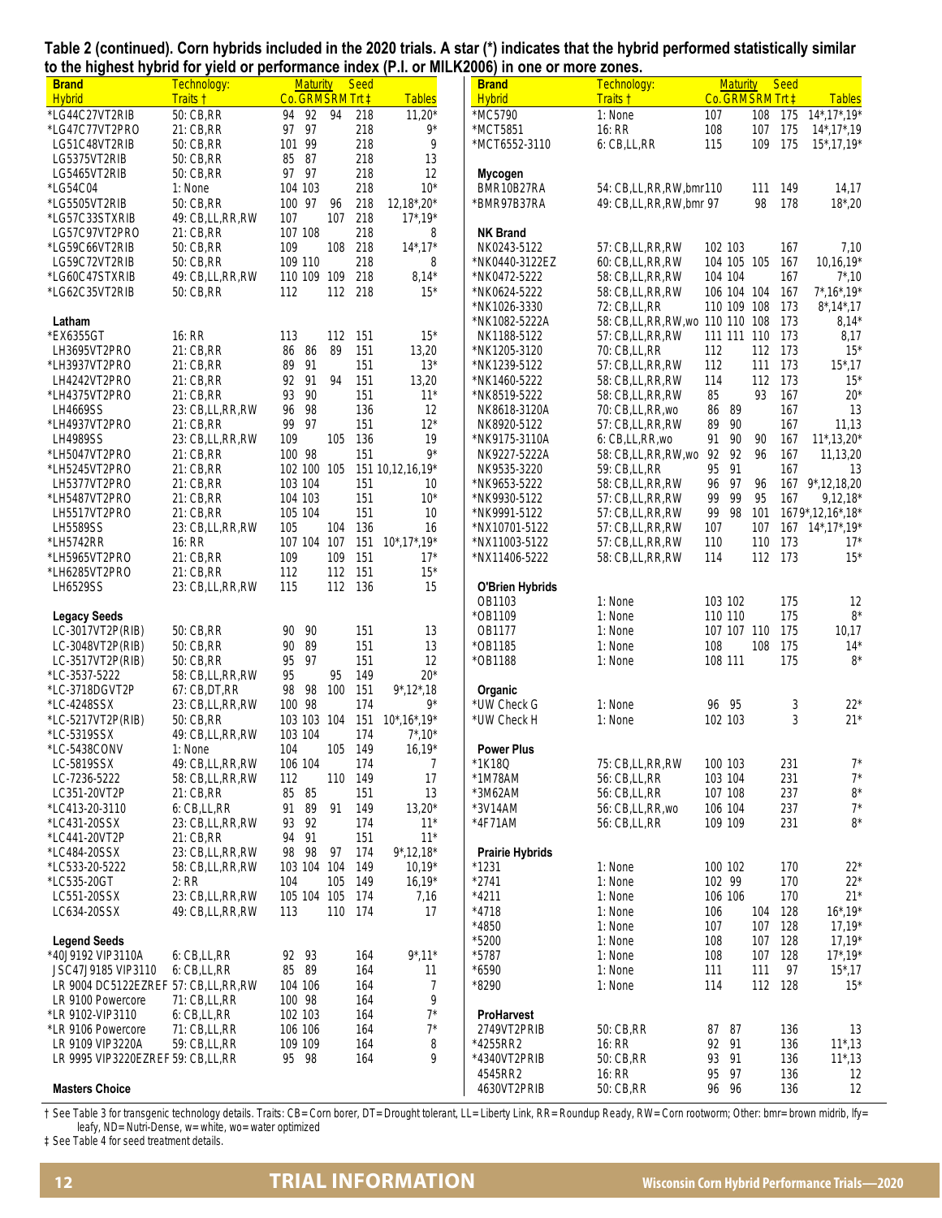**Table 2 (continued). Corn hybrids included in the 2020 trials. A star (*) indicates that the hybrid performed statistically similar to the highest hybrid for yield or performance index (P.I. or MILK2006) in one or more zones.**

| Brand / Hybrid | Technology: Traits † | Maturity Co. | Maturity GRM | Maturity SRM | Seed Trt ‡ | Tables |
|---|---|---|---|---|---|---|
| *LG44C27VT2RIB | 50: CB,RR | 94 | 92 | 94 | 218 | 11,20* |
| *LG47C77VT2PRO | 21: CB,RR | 97 | 97 | | 218 | 9* |
| LG51C48VT2RIB | 50: CB,RR | 101 | 99 | | 218 | 9 |
| LG5375VT2RIB | 50: CB,RR | 85 | 87 | | 218 | 13 |
| LG5465VT2RIB | 50: CB,RR | 97 | 97 | | 218 | 12 |
| *LG54C04 | 1: None | 104 | 103 | | 218 | 10* |
| *LG5505VT2RIB | 50: CB,RR | 100 | 97 | 96 | 218 | 12,18*,20* |
| *LG57C33STXRIB | 49: CB,LL,RR,RW | 107 | | 107 | 218 | 17*,19* |
| LG57C97VT2PRO | 21: CB,RR | 107 | 108 | | 218 | 8 |
| *LG59C66VT2RIB | 50: CB,RR | 109 | | 108 | 218 | 14*,17* |
| LG59C72VT2RIB | 50: CB,RR | 109 | 110 | | 218 | 8 |
| *LG60C47STXRIB | 49: CB,LL,RR,RW | 110 | 109 | 109 | 218 | 8,14* |
| *LG62C35VT2RIB | 50: CB,RR | 112 | | 112 | 218 | 15* |
| **Latham** | | | | | | |
| *EX6355GT | 16: RR | 113 | | 112 | 151 | 15* |
| LH3695VT2PRO | 21: CB,RR | 86 | 86 | 89 | 151 | 13,20 |
| *LH3937VT2PRO | 21: CB,RR | 89 | 91 | | 151 | 13* |
| LH4242VT2PRO | 21: CB,RR | 92 | 91 | 94 | 151 | 13,20 |
| *LH4375VT2PRO | 21: CB,RR | 93 | 90 | | 151 | 11* |
| LH4669SS | 23: CB,LL,RR,RW | 96 | 98 | | 136 | 12 |
| *LH4937VT2PRO | 21: CB,RR | 99 | 97 | | 151 | 12* |
| LH4989SS | 23: CB,LL,RR,RW | 109 | | 105 | 136 | 19 |
| *LH5047VT2PRO | 21: CB,RR | 100 | 98 | | 151 | 9* |
| *LH5245VT2PRO | 21: CB,RR | 102 | 100 | 105 | 151 | 10,12,16,19* |
| LH5377VT2PRO | 21: CB,RR | 103 | 104 | | 151 | 10 |
| *LH5487VT2PRO | 21: CB,RR | 104 | 103 | | 151 | 10* |
| LH5517VT2PRO | 21: CB,RR | 105 | 104 | | 151 | 10 |
| LH5589SS | 23: CB,LL,RR,RW | 105 | | 104 | 136 | 16 |
| *LH5742RR | 16: RR | 107 | 104 | 107 | 151 | 10*,17*,19* |
| *LH5965VT2PRO | 21: CB,RR | 109 | | 109 | 151 | 17* |
| *LH6285VT2PRO | 21: CB,RR | 112 | | 112 | 151 | 15* |
| LH6529SS | 23: CB,LL,RR,RW | 115 | | 112 | 136 | 15 |
| **Legacy Seeds** | | | | | | |
| LC-3017VT2P(RIB) | 50: CB,RR | 90 | 90 | | 151 | 13 |
| LC-3048VT2P(RIB) | 50: CB,RR | 90 | 89 | | 151 | 13 |
| LC-3517VT2P(RIB) | 50: CB,RR | 95 | 97 | | 151 | 12 |
| *LC-3537-5222 | 58: CB,LL,RR,RW | 95 | | 95 | 149 | 20* |
| *LC-3718DGVT2P | 67: CB,DT,RR | 98 | 98 | 100 | 151 | 9*,12*,18 |
| *LC-4248SSX | 23: CB,LL,RR,RW | 100 | 98 | | 174 | 9* |
| *LC-5217VT2P(RIB) | 50: CB,RR | 103 | 103 | 104 | 151 | 10*,16*,19* |
| *LC-5319SSX | 49: CB,LL,RR,RW | 103 | 104 | | 174 | 7*,10* |
| *LC-5438CONV | 1: None | 104 | | 105 | 149 | 16,19* |
| LC-5819SSX | 49: CB,LL,RR,RW | 106 | 104 | | 174 | 7 |
| LC-7236-5222 | 58: CB,LL,RR,RW | 112 | | 110 | 149 | 17 |
| LC351-20VT2P | 21: CB,RR | 85 | 85 | | 151 | 13 |
| *LC413-20-3110 | 6: CB,LL,RR | 91 | 89 | 91 | 149 | 13,20* |
| *LC431-20SSX | 23: CB,LL,RR,RW | 93 | 92 | | 174 | 11* |
| *LC441-20VT2P | 21: CB,RR | 94 | 91 | | 151 | 11* |
| *LC484-20SSX | 23: CB,LL,RR,RW | 98 | 98 | 97 | 174 | 9*,12,18* |
| *LC533-20-5222 | 58: CB,LL,RR,RW | 103 | 104 | 104 | 149 | 10,19* |
| *LC535-20GT | 2: RR | 104 | | 105 | 149 | 16,19* |
| LC551-20SSX | 23: CB,LL,RR,RW | 105 | 104 | 105 | 174 | 7,16 |
| LC634-20SSX | 49: CB,LL,RR,RW | 113 | | 110 | 174 | 17 |
| **Legend Seeds** | | | | | | |
| *40J9192 VIP3110A | 6: CB,LL,RR | 92 | 93 | | 164 | 9*,11* |
| JSC47J9185 VIP3110 | 6: CB,LL,RR | 85 | 89 | | 164 | 11 |
| LR 9004 DC5122EZREF | 57: CB,LL,RR,RW | 104 | 106 | | 164 | 7 |
| LR 9100 Powercore | 71: CB,LL,RR | 100 | 98 | | 164 | 9 |
| *LR 9102-VIP3110 | 6: CB,LL,RR | 102 | 103 | | 164 | 7* |
| *LR 9106 Powercore | 71: CB,LL,RR | 106 | 106 | | 164 | 7* |
| LR 9109 VIP3220A | 59: CB,LL,RR | 109 | 109 | | 164 | 8 |
| LR 9995 VIP3220EZREF | 59: CB,LL,RR | 95 | 98 | | 164 | 9 |
| **Masters Choice** | | | | | | |
| *MC5790 | 1: None | 107 | | 108 | 175 | 14*,17*,19* |
| *MCT5851 | 16: RR | 108 | | 107 | 175 | 14*,17*,19 |
| *MCT6552-3110 | 6: CB,LL,RR | 115 | | 109 | 175 | 15*,17,19* |
| **Mycogen** | | | | | | |
| BMR10B27RA | 54: CB,LL,RR,RW,bmr | 110 | | 111 | 149 | 14,17 |
| *BMR97B37RA | 49: CB,LL,RR,RW,bmr | 97 | | 98 | 178 | 18*,20 |
| **NK Brand** | | | | | | |
| NK0243-5122 | 57: CB,LL,RR,RW | 102 | 103 | | 167 | 7,10 |
| *NK0440-3122EZ | 60: CB,LL,RR,RW | 104 | 105 | 105 | 167 | 10,16,19* |
| *NK0472-5222 | 58: CB,LL,RR,RW | 104 | 104 | | 167 | 7*,10 |
| *NK0624-5222 | 58: CB,LL,RR,RW | 106 | 104 | 104 | 167 | 7*,16*,19* |
| *NK1026-3330 | 72: CB,LL,RR | 110 | 109 | 108 | 173 | 8*,14*,17 |
| *NK1082-5222A | 58: CB,LL,RR,RW,wo | 110 | 110 | 108 | 173 | 8,14* |
| NK1188-5122 | 57: CB,LL,RR,RW | 111 | 111 | 110 | 173 | 8,17 |
| *NK1205-3120 | 70: CB,LL,RR | 112 | | 112 | 173 | 15* |
| *NK1239-5122 | 57: CB,LL,RR,RW | 112 | | 111 | 173 | 15*,17 |
| *NK1460-5222 | 58: CB,LL,RR,RW | 114 | | 112 | 173 | 15* |
| *NK8519-5222 | 58: CB,LL,RR,RW | 85 | | 93 | 167 | 20* |
| NK8618-3120A | 70: CB,LL,RR,wo | 86 | 89 | | 167 | 13 |
| NK8920-5122 | 57: CB,LL,RR,RW | 89 | 90 | | 167 | 11,13 |
| *NK9175-3110A | 6: CB,LL,RR,wo | 91 | 90 | 90 | 167 | 11*,13,20* |
| NK9227-5222A | 58: CB,LL,RR,RW,wo | 92 | 92 | 96 | 167 | 11,13,20 |
| NK9535-3220 | 59: CB,LL,RR | 95 | 91 | | 167 | 13 |
| *NK9653-5222 | 58: CB,LL,RR,RW | 96 | 97 | 96 | 167 | 9*,12,18,20 |
| *NK9930-5122 | 57: CB,LL,RR,RW | 99 | 99 | 95 | 167 | 9,12,18* |
| *NK9991-5122 | 57: CB,LL,RR,RW | 99 | 98 | 101 | 167 | 9*,12,16*,18* |
| *NX10701-5122 | 57: CB,LL,RR,RW | 107 | | 107 | 167 | 14*,17*,19* |
| *NX11003-5122 | 57: CB,LL,RR,RW | 110 | | 110 | 173 | 17* |
| *NX11406-5222 | 58: CB,LL,RR,RW | 114 | | 112 | 173 | 15* |
| **O'Brien Hybrids** | | | | | | |
| OB1103 | 1: None | 103 | 102 | | 175 | 12 |
| *OB1109 | 1: None | 110 | 110 | | 175 | 8* |
| OB1177 | 1: None | 107 | 107 | 110 | 175 | 10,17 |
| *OB1185 | 1: None | 108 | | 108 | 175 | 14* |
| *OB1188 | 1: None | 108 | 111 | | 175 | 8* |
| **Organic** | | | | | | |
| *UW Check G | 1: None | 96 | 95 | | 3 | 22* |
| *UW Check H | 1: None | 102 | 103 | | 3 | 21* |
| **Power Plus** | | | | | | |
| *1K18Q | 75: CB,LL,RR,RW | 100 | 103 | | 231 | 7* |
| *1M78AM | 56: CB,LL,RR | 103 | 104 | | 231 | 7* |
| *3M62AM | 56: CB,LL,RR | 107 | 108 | | 237 | 8* |
| *3V14AM | 56: CB,LL,RR,wo | 106 | 104 | | 237 | 7* |
| *4F71AM | 56: CB,LL,RR | 109 | 109 | | 231 | 8* |
| **Prairie Hybrids** | | | | | | |
| *1231 | 1: None | 100 | 102 | | 170 | 22* |
| *2741 | 1: None | 102 | 99 | | 170 | 22* |
| *4211 | 1: None | 106 | 106 | | 170 | 21* |
| *4718 | 1: None | 106 | | 104 | 128 | 16*,19* |
| *4850 | 1: None | 107 | | 107 | 128 | 17,19* |
| *5200 | 1: None | 108 | | 107 | 128 | 17,19* |
| *5787 | 1: None | 108 | | 107 | 128 | 17*,19* |
| *6590 | 1: None | 111 | | 111 | 97 | 15*,17 |
| *8290 | 1: None | 114 | | 112 | 128 | 15* |
| **ProHarvest** | | | | | | |
| 2749VT2PRIB | 50: CB,RR | 87 | 87 | | 136 | 13 |
| *4255RR2 | 16: RR | 92 | 91 | | 136 | 11*,13 |
| *4340VT2PRIB | 50: CB,RR | 93 | 91 | | 136 | 11*,13 |
| 4545RR2 | 16: RR | 95 | 97 | | 136 | 12 |
| 4630VT2PRIB | 50: CB,RR | 96 | 96 | | 136 | 12 |

† See Table 3 for transgenic technology details. Traits: CB=Corn borer, DT=Drought tolerant, LL=Liberty Link, RR=Roundup Ready, RW=Corn rootworm; Other: bmr=brown midrib, lfy=leafy, ND=Nutri-Dense, w=white, wo=water optimized

‡ See Table 4 for seed treatment details.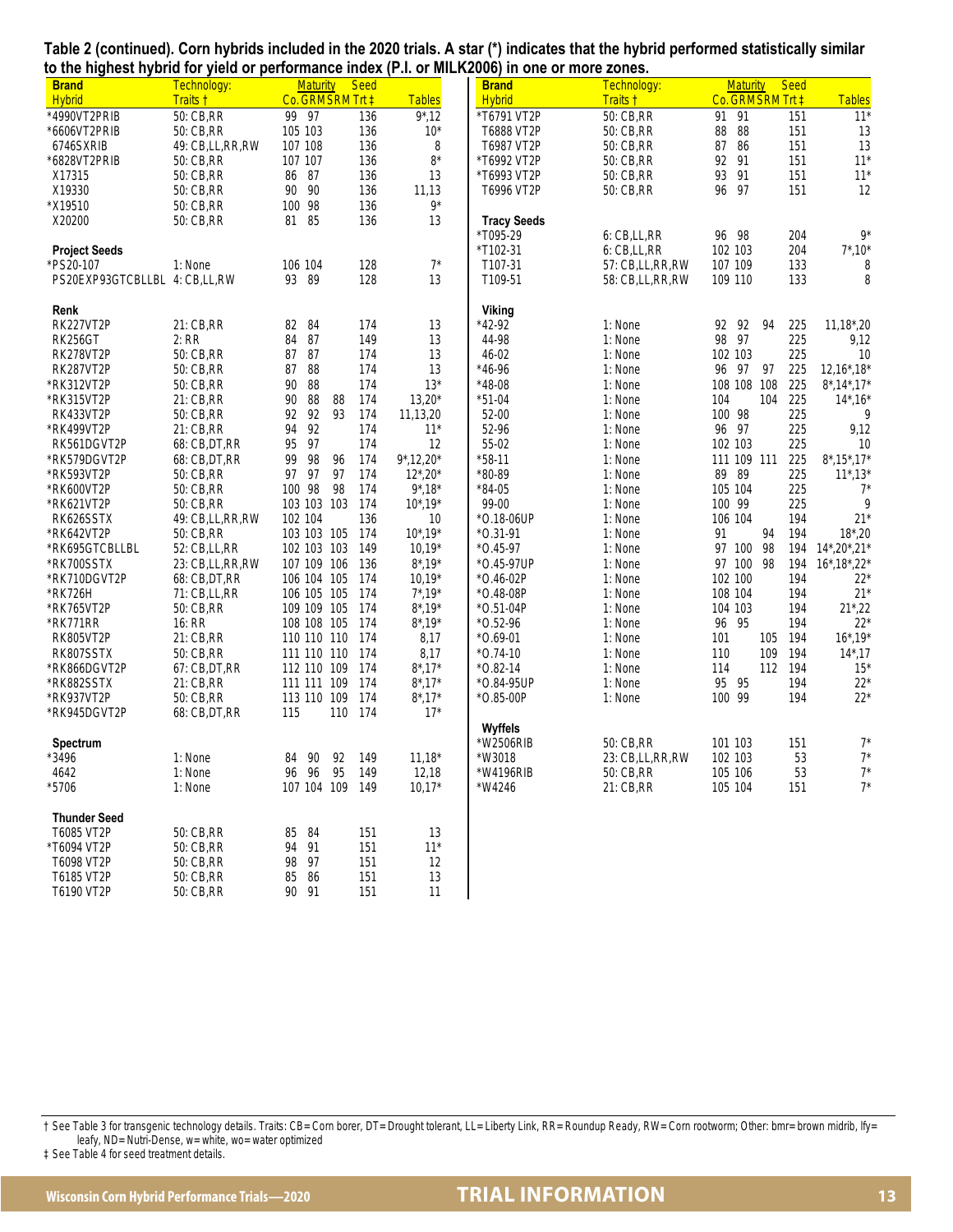**Table 2 (continued). Corn hybrids included in the 2020 trials. A star (*) indicates that the hybrid performed statistically similar to the highest hybrid for yield or performance index (P.I. or MILK2006) in one or more zones.**

| Brand Hybrid | Technology: Traits † | Maturity Co. | Maturity GRM | Maturity SRM | Seed Trt ‡ | Tables |
|---|---|---|---|---|---|---|
| *4990VT2PRIB | 50: CB,RR | 99 | 97 | | 136 | 9*,12 |
| *6606VT2PRIB | 50: CB,RR | 105 | 103 | | 136 | 10* |
| 6746SXRIB | 49: CB,LL,RR,RW | 107 | 108 | | 136 | 8 |
| *6828VT2PRIB | 50: CB,RR | 107 | 107 | | 136 | 8* |
| X17315 | 50: CB,RR | 86 | 87 | | 136 | 13 |
| X19330 | 50: CB,RR | 90 | 90 | | 136 | 11,13 |
| *X19510 | 50: CB,RR | 100 | 98 | | 136 | 9* |
| X20200 | 50: CB,RR | 81 | 85 | | 136 | 13 |
| **Project Seeds** | | | | | | |
| *PS20-107 | 1: None | 106 | 104 | | 128 | 7* |
| PS20EXP93GTCBLLBL | 4: CB,LL,RW | 93 | 89 | | 128 | 13 |
| **Renk** | | | | | | |
| RK227VT2P | 21: CB,RR | 82 | 84 | | 174 | 13 |
| RK256GT | 2: RR | 84 | 87 | | 149 | 13 |
| RK278VT2P | 50: CB,RR | 87 | 87 | | 174 | 13 |
| RK287VT2P | 50: CB,RR | 87 | 88 | | 174 | 13 |
| *RK312VT2P | 50: CB,RR | 90 | 88 | | 174 | 13* |
| *RK315VT2P | 21: CB,RR | 90 | 88 | 88 | 174 | 13,20* |
| RK433VT2P | 50: CB,RR | 92 | 92 | 93 | 174 | 11,13,20 |
| *RK499VT2P | 21: CB,RR | 94 | 92 | | 174 | 11* |
| RK561DGVT2P | 68: CB,DT,RR | 95 | 97 | | 174 | 12 |
| *RK579DGVT2P | 68: CB,DT,RR | 99 | 98 | 96 | 174 | 9*,12,20* |
| *RK593VT2P | 50: CB,RR | 97 | 97 | 97 | 174 | 12*,20* |
| *RK600VT2P | 50: CB,RR | 100 | 98 | 98 | 174 | 9*,18* |
| *RK621VT2P | 50: CB,RR | 103 | 103 | 103 | 174 | 10*,19* |
| RK626SSTX | 49: CB,LL,RR,RW | 102 | 104 | | 136 | 10 |
| *RK642VT2P | 50: CB,RR | 103 | 103 | 105 | 174 | 10*,19* |
| *RK695GTCBLLBL | 52: CB,LL,RR | 102 | 103 | 103 | 149 | 10,19* |
| *RK700SSTX | 23: CB,LL,RR,RW | 107 | 109 | 106 | 136 | 8*,19* |
| *RK710DGVT2P | 68: CB,DT,RR | 106 | 104 | 105 | 174 | 10,19* |
| *RK726H | 71: CB,LL,RR | 106 | 105 | 105 | 174 | 7*,19* |
| *RK765VT2P | 50: CB,RR | 109 | 109 | 105 | 174 | 8*,19* |
| *RK771RR | 16: RR | 108 | 108 | 105 | 174 | 8*,19* |
| RK805VT2P | 21: CB,RR | 110 | 110 | 110 | 174 | 8,17 |
| RK807SSTX | 50: CB,RR | 111 | 110 | 110 | 174 | 8,17 |
| *RK866DGVT2P | 67: CB,DT,RR | 112 | 110 | 109 | 174 | 8*,17* |
| *RK882SSTX | 21: CB,RR | 111 | 111 | 109 | 174 | 8*,17* |
| *RK937VT2P | 50: CB,RR | 113 | 110 | 109 | 174 | 8*,17* |
| *RK945DGVT2P | 68: CB,DT,RR | 115 | | 110 | 174 | 17* |
| **Spectrum** | | | | | | |
| *3496 | 1: None | 84 | 90 | 92 | 149 | 11,18* |
| 4642 | 1: None | 96 | 96 | 95 | 149 | 12,18 |
| *5706 | 1: None | 107 | 104 | 109 | 149 | 10,17* |
| **Thunder Seed** | | | | | | |
| T6085 VT2P | 50: CB,RR | 85 | 84 | | 151 | 13 |
| *T6094 VT2P | 50: CB,RR | 94 | 91 | | 151 | 11* |
| T6098 VT2P | 50: CB,RR | 98 | 97 | | 151 | 12 |
| T6185 VT2P | 50: CB,RR | 85 | 86 | | 151 | 13 |
| T6190 VT2P | 50: CB,RR | 90 | 91 | | 151 | 11 |
| *T6791 VT2P | 50: CB,RR | 91 | 91 | | 151 | 11* |
| T6888 VT2P | 50: CB,RR | 88 | 88 | | 151 | 13 |
| T6987 VT2P | 50: CB,RR | 87 | 86 | | 151 | 13 |
| *T6992 VT2P | 50: CB,RR | 92 | 91 | | 151 | 11* |
| *T6993 VT2P | 50: CB,RR | 93 | 91 | | 151 | 11* |
| T6996 VT2P | 50: CB,RR | 96 | 97 | | 151 | 12 |
| **Tracy Seeds** | | | | | | |
| *T095-29 | 6: CB,LL,RR | 96 | 98 | | 204 | 9* |
| *T102-31 | 6: CB,LL,RR | 102 | 103 | | 204 | 7*,10* |
| T107-31 | 57: CB,LL,RR,RW | 107 | 109 | | 133 | 8 |
| T109-51 | 58: CB,LL,RR,RW | 109 | 110 | | 133 | 8 |
| **Viking** | | | | | | |
| *42-92 | 1: None | 92 | 92 | 94 | 225 | 11,18*,20 |
| 44-98 | 1: None | 98 | 97 | | 225 | 9,12 |
| 46-02 | 1: None | 102 | 103 | | 225 | 10 |
| *46-96 | 1: None | 96 | 97 | 97 | 225 | 12,16*,18* |
| *48-08 | 1: None | 108 | 108 | 108 | 225 | 8*,14*,17* |
| *51-04 | 1: None | 104 | | 104 | 225 | 14*,16* |
| 52-00 | 1: None | 100 | 98 | | 225 | 9 |
| 52-96 | 1: None | 96 | 97 | | 225 | 9,12 |
| 55-02 | 1: None | 102 | 103 | | 225 | 10 |
| *58-11 | 1: None | 111 | 109 | 111 | 225 | 8*,15*,17* |
| *80-89 | 1: None | 89 | 89 | | 225 | 11*,13* |
| *84-05 | 1: None | 105 | 104 | | 225 | 7* |
| 99-00 | 1: None | 100 | 99 | | 225 | 9 |
| *O.18-06UP | 1: None | 106 | 104 | | 194 | 21* |
| *O.31-91 | 1: None | 91 | | 94 | 194 | 18*,20 |
| *O.45-97 | 1: None | 97 | 100 | 98 | 194 | 14*,20*,21* |
| *O.45-97UP | 1: None | 97 | 100 | 98 | 194 | 16*,18*,22* |
| *O.46-02P | 1: None | 102 | 100 | | 194 | 22* |
| *O.48-08P | 1: None | 108 | 104 | | 194 | 21* |
| *O.51-04P | 1: None | 104 | 103 | | 194 | 21*,22 |
| *O.52-96 | 1: None | 96 | 95 | | 194 | 22* |
| *O.69-01 | 1: None | 101 | | 105 | 194 | 16*,19* |
| *O.74-10 | 1: None | 110 | | 109 | 194 | 14*,17 |
| *O.82-14 | 1: None | 114 | | 112 | 194 | 15* |
| *O.84-95UP | 1: None | 95 | 95 | | 194 | 22* |
| *O.85-00P | 1: None | 100 | 99 | | 194 | 22* |
| **Wyffels** | | | | | | |
| *W2506RIB | 50: CB,RR | 101 | 103 | | 151 | 7* |
| *W3018 | 23: CB,LL,RR,RW | 102 | 103 | | 53 | 7* |
| *W4196RIB | 50: CB,RR | 105 | 106 | | 53 | 7* |
| *W4246 | 21: CB,RR | 105 | 104 | | 151 | 7* |

† See Table 3 for transgenic technology details. Traits: CB=Corn borer, DT=Drought tolerant, LL=Liberty Link, RR=Roundup Ready, RW=Corn rootworm; Other: bmr=brown midrib, lfy=leafy, ND=Nutri-Dense, w=white, wo=water optimized

‡ See Table 4 for seed treatment details.